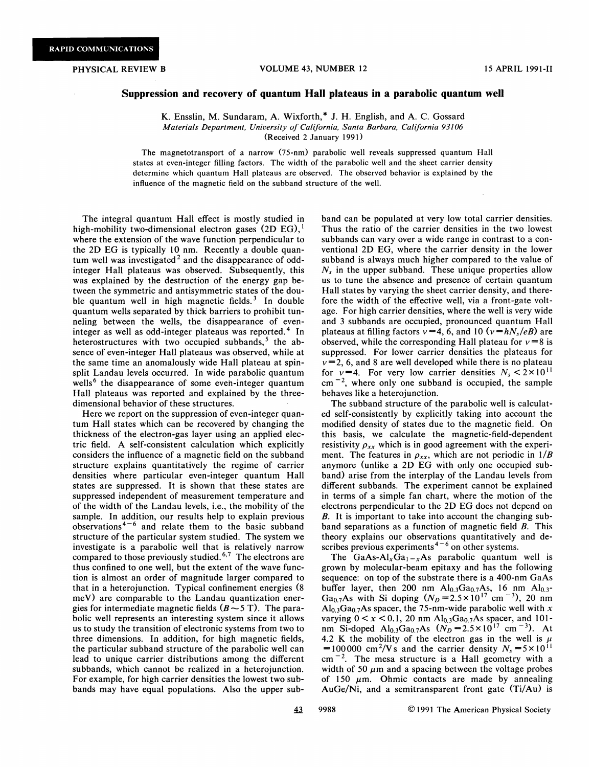RAPID COMMUNICATIONS

# Suppression and recovery of quantum Hall plateaus in a parabolic quantum well

K. Ensslin, M. Sundaram, A. Wixforth,* J. H. English, and A. C. Gossard

*Materials Department, University of California, Santa Barbara, California 93106*

(Received 2 January 1991)

The magnetotransport of a narrow (75-nm) parabolic well reveals suppressed quantum Hall states at even-integer filling factors. The width of the parabolic well and the sheet carrier density determine which quantum Hall plateaus are observed. The observed behavior is explained by the influence of the magnetic field on the subband structure of the well.

The integral quantum Hall effect is mostly studied in high-mobility two-dimensional electron gases (2D EG),[1] where the extension of the wave function perpendicular to the 2D EG is typically 10 nm. Recently a double quantum well was investigated[2] and the disappearance of odd-integer Hall plateaus was observed. Subsequently, this was explained by the destruction of the energy gap between the symmetric and antisymmetric states of the double quantum well in high magnetic fields.[3] In double quantum wells separated by thick barriers to prohibit tunneling between the wells, the disappearance of even-integer as well as odd-integer plateaus was reported.[4] In heterostructures with two occupied subbands,[5] the absence of even-integer Hall plateaus was observed, while at the same time an anomalously wide Hall plateau at spin-split Landau levels occurred. In wide parabolic quantum wells[6] the disappearance of some even-integer quantum Hall plateaus was reported and explained by the three-dimensional behavior of these structures.

Here we report on the suppression of even-integer quantum Hall states which can be recovered by changing the thickness of the electron-gas layer using an applied electric field. A self-consistent calculation which explicitly considers the influence of a magnetic field on the subband structure explains quantitatively the regime of carrier densities where particular even-integer quantum Hall states are suppressed. It is shown that these states are suppressed independent of measurement temperature and of the width of the Landau levels, i.e., the mobility of the sample. In addition, our results help to explain previous observations[4-6] and relate them to the basic subband structure of the particular system studied. The system we investigate is a parabolic well that is relatively narrow compared to those previously studied.[6,7] The electrons are thus confined to one well, but the extent of the wave function is almost an order of magnitude larger compared to that in a heterojunction. Typical confinement energies (8 meV) are comparable to the Landau quantization energies for intermediate magnetic fields ($B \sim 5$ T). The parabolic well represents an interesting system since it allows us to study the transition of electronic systems from two to three dimensions. In addition, for high magnetic fields, the particular subband structure of the parabolic well can lead to unique carrier distributions among the different subbands, which cannot be realized in a heterojunction. For example, for high carrier densities the lowest two subbands may have equal populations. Also the upper subband can be populated at very low total carrier densities. Thus the ratio of the carrier densities in the two lowest subbands can vary over a wide range in contrast to a conventional 2D EG, where the carrier density in the lower subband is always much higher compared to the value of $N_s$ in the upper subband. These unique properties allow us to tune the absence and presence of certain quantum Hall states by varying the sheet carrier density, and therefore the width of the effective well, via a front-gate voltage. For high carrier densities, where the well is very wide and 3 subbands are occupied, pronounced quantum Hall plateaus at filling factors $\nu = 4$, 6, and 10 ($\nu = hN_s/eB$) are observed, while the corresponding Hall plateau for $\nu = 8$ is suppressed. For lower carrier densities the plateaus for $\nu = 2$, 6, and 8 are well developed while there is no plateau for $\nu = 4$. For very low carrier densities $N_s < 2 \times 10^{11}$ cm$^{-2}$, where only one subband is occupied, the sample behaves like a heterojunction.

The subband structure of the parabolic well is calculated self-consistently by explicitly taking into account the modified density of states due to the magnetic field. On this basis, we calculate the magnetic-field-dependent resistivity $\rho_{xx}$ which is in good agreement with the experiment. The features in $\rho_{xx}$, which are not periodic in $1/B$ anymore (unlike a 2D EG with only one occupied subband) arise from the interplay of the Landau levels from different subbands. The experiment cannot be explained in terms of a simple fan chart, where the motion of the electrons perpendicular to the 2D EG does not depend on $B$. It is important to take into account the changing subband separations as a function of magnetic field $B$. This theory explains our observations quantitatively and describes previous experiments[4-6] on other systems.

The GaAs-$Al_xGa_{1-x}As$ parabolic quantum well is grown by molecular-beam epitaxy and has the following sequence: on top of the substrate there is a 400-nm GaAs buffer layer, then 200 nm $Al_{0.3}Ga_{0.7}As$, 16 nm $Al_{0.3}Ga_{0.7}As$ with Si doping ($N_D = 2.5 \times 10^{17}$ cm$^{-3}$), 20 nm $Al_{0.3}Ga_{0.7}As$ spacer, the 75-nm-wide parabolic well with $x$ varying $0 < x < 0.1$, 20 nm $Al_{0.3}Ga_{0.7}As$ spacer, and 101-nm Si-doped $Al_{0.3}Ga_{0.7}As$ ($N_D = 2.5 \times 10^{17}$ cm$^{-3}$). At 4.2 K the mobility of the electron gas in the well is $\mu = 100\,000$ cm$^2$/V s and the carrier density $N_s = 5 \times 10^{11}$ cm$^{-2}$. The mesa structure is a Hall geometry with a width of 50 $\mu$m and a spacing between the voltage probes of 150 $\mu$m. Ohmic contacts are made by annealing AuGe/Ni, and a semitransparent front gate (Ti/Au) is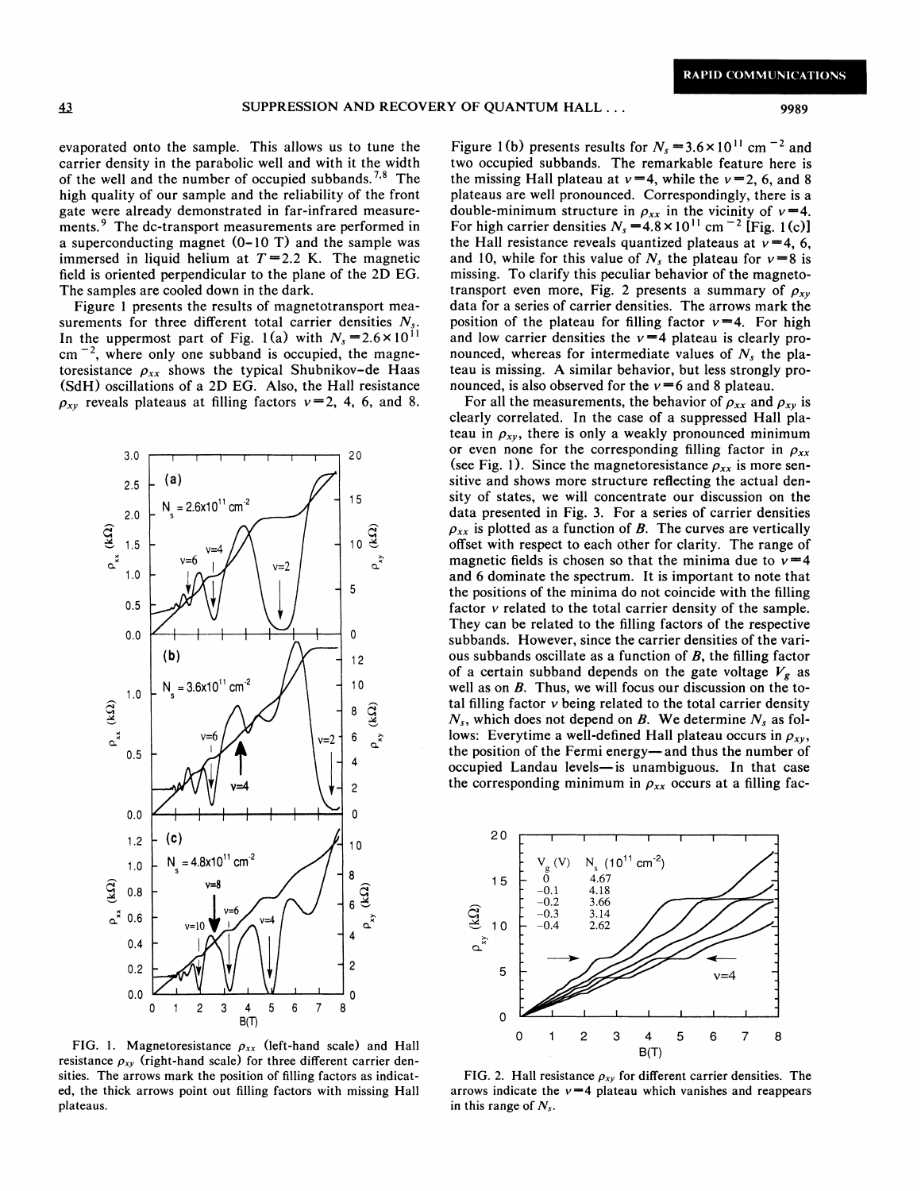evaporated onto the sample. This allows us to tune the carrier density in the parabolic well and with it the width of the well and the number of occupied subbands.[7,8] The high quality of our sample and the reliability of the front gate were already demonstrated in far-infrared measurements.[9] The dc-transport measurements are performed in a superconducting magnet (0–10 T) and the sample was immersed in liquid helium at $T = 2.2$ K. The magnetic field is oriented perpendicular to the plane of the 2D EG. The samples are cooled down in the dark.

Figure 1 presents the results of magnetotransport measurements for three different total carrier densities $N_s$. In the uppermost part of Fig. 1(a) with $N_s = 2.6 \times 10^{11}$ cm$^{-2}$, where only one subband is occupied, the magnetoresistance $\rho_{xx}$ shows the typical Shubnikov–de Haas (SdH) oscillations of a 2D EG. Also, the Hall resistance $\rho_{xy}$ reveals plateaus at filling factors $\nu = 2$, 4, 6, and 8.

FIG. 1. Magnetoresistance $\rho_{xx}$ (left-hand scale) and Hall resistance $\rho_{xy}$ (right-hand scale) for three different carrier densities. The arrows mark the position of filling factors as indicated, the thick arrows point out filling factors with missing Hall plateaus.

Figure 1(b) presents results for $N_s = 3.6 \times 10^{11}$ cm$^{-2}$ and two occupied subbands. The remarkable feature here is the missing Hall plateau at $\nu = 4$, while the $\nu = 2$, 6, and 8 plateaus are well pronounced. Correspondingly, there is a double-minimum structure in $\rho_{xx}$ in the vicinity of $\nu = 4$. For high carrier densities $N_s = 4.8 \times 10^{11}$ cm$^{-2}$ [Fig. 1(c)] the Hall resistance reveals quantized plateaus at $\nu = 4$, 6, and 10, while for this value of $N_s$ the plateau for $\nu = 8$ is missing. To clarify this peculiar behavior of the magnetotransport even more, Fig. 2 presents a summary of $\rho_{xy}$ data for a series of carrier densities. The arrows mark the position of the plateau for filling factor $\nu = 4$. For high and low carrier densities the $\nu = 4$ plateau is clearly pronounced, whereas for intermediate values of $N_s$ the plateau is missing. A similar behavior, but less strongly pronounced, is also observed for the $\nu = 6$ and 8 plateau.

For all the measurements, the behavior of $\rho_{xx}$ and $\rho_{xy}$ is clearly correlated. In the case of a suppressed Hall plateau in $\rho_{xy}$, there is only a weakly pronounced minimum or even none for the corresponding filling factor in $\rho_{xx}$ (see Fig. 1). Since the magnetoresistance $\rho_{xx}$ is more sensitive and shows more structure reflecting the actual density of states, we will concentrate our discussion on the data presented in Fig. 3. For a series of carrier densities $\rho_{xx}$ is plotted as a function of $B$. The curves are vertically offset with respect to each other for clarity. The range of magnetic fields is chosen so that the minima due to $\nu = 4$ and 6 dominate the spectrum. It is important to note that the positions of the minima do not coincide with the filling factor $\nu$ related to the total carrier density of the sample. They can be related to the filling factors of the respective subbands. However, since the carrier densities of the various subbands oscillate as a function of $B$, the filling factor of a certain subband depends on the gate voltage $V_g$ as well as on $B$. Thus, we will focus our discussion on the total filling factor $\nu$ being related to the total carrier density $N_s$, which does not depend on $B$. We determine $N_s$ as follows: Everytime a well-defined Hall plateau occurs in $\rho_{xy}$, the position of the Fermi energy—and thus the number of occupied Landau levels—is unambiguous. In that case the corresponding minimum in $\rho_{xx}$ occurs at a filling fac-

FIG. 2. Hall resistance $\rho_{xy}$ for different carrier densities. The arrows indicate the $\nu = 4$ plateau which vanishes and reappears in this range of $N_s$.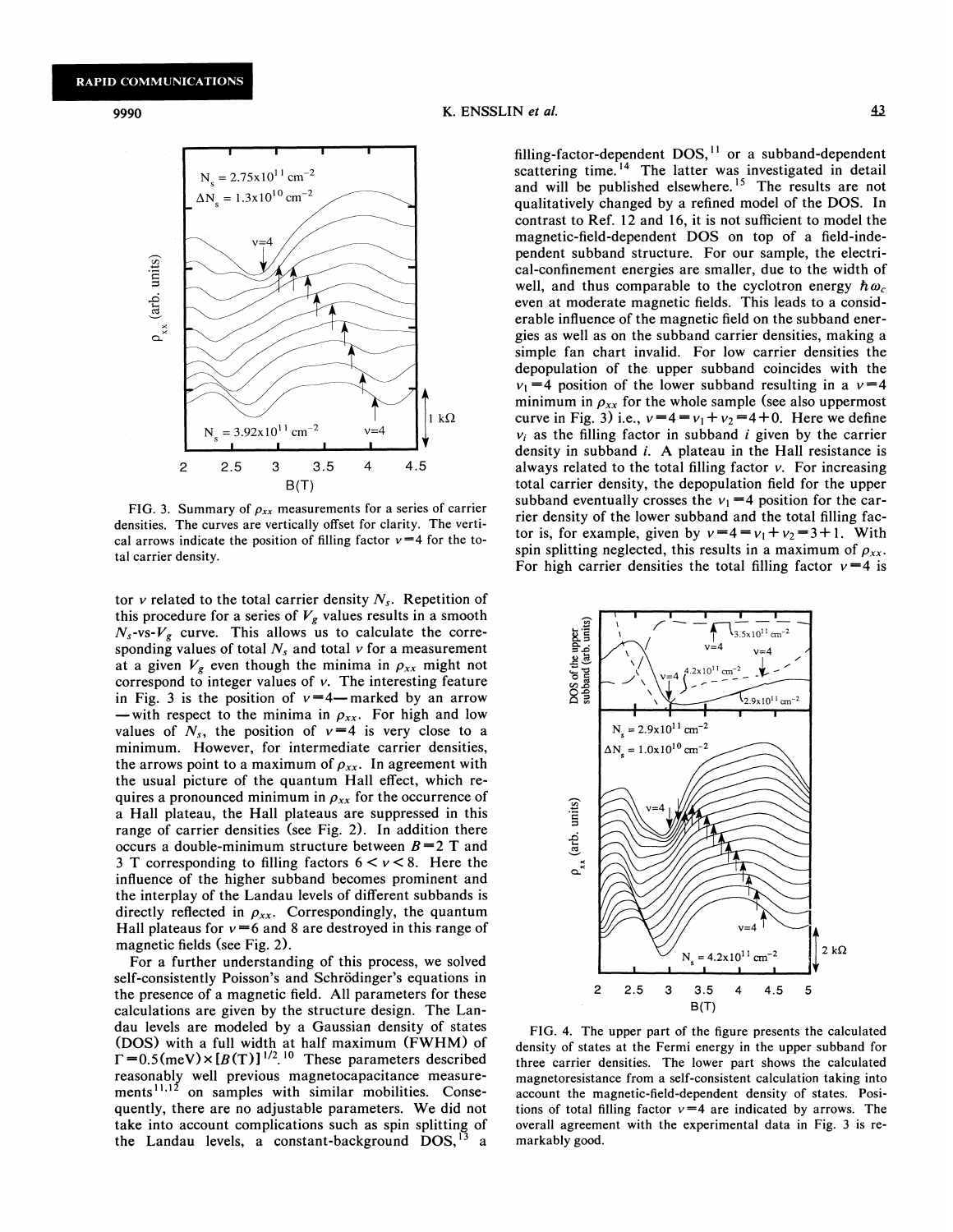FIG. 3. Summary of $\rho_{xx}$ measurements for a series of carrier densities. The curves are vertically offset for clarity. The vertical arrows indicate the position of filling factor $\nu=4$ for the total carrier density.

tor $\nu$ related to the total carrier density $N_s$. Repetition of this procedure for a series of $V_g$ values results in a smooth $N_s$-vs-$V_g$ curve. This allows us to calculate the corresponding values of total $N_s$ and total $\nu$ for a measurement at a given $V_g$ even though the minima in $\rho_{xx}$ might not correspond to integer values of $\nu$. The interesting feature in Fig. 3 is the position of $\nu=4$—marked by an arrow—with respect to the minima in $\rho_{xx}$. For high and low values of $N_s$, the position of $\nu=4$ is very close to a minimum. However, for intermediate carrier densities, the arrows point to a maximum of $\rho_{xx}$. In agreement with the usual picture of the quantum Hall effect, which requires a pronounced minimum in $\rho_{xx}$ for the occurrence of a Hall plateau, the Hall plateaus are suppressed in this range of carrier densities (see Fig. 2). In addition there occurs a double-minimum structure between $B=2$ T and 3 T corresponding to filling factors $6<\nu<8$. Here the influence of the higher subband becomes prominent and the interplay of the Landau levels of different subbands is directly reflected in $\rho_{xx}$. Correspondingly, the quantum Hall plateaus for $\nu=6$ and 8 are destroyed in this range of magnetic fields (see Fig. 2).

For a further understanding of this process, we solved self-consistently Poisson's and Schrödinger's equations in the presence of a magnetic field. All parameters for these calculations are given by the structure design. The Landau levels are modeled by a Gaussian density of states (DOS) with a full width at half maximum (FWHM) of $\Gamma=0.5(\text{meV})\times[B(\text{T})]^{1/2}$.[10] These parameters described reasonably well previous magnetocapacitance measurements[11,12] on samples with similar mobilities. Consequently, there are no adjustable parameters. We did not take into account complications such as spin splitting of the Landau levels, a constant-background DOS,[13] a filling-factor-dependent DOS,[11] or a subband-dependent scattering time.[14] The latter was investigated in detail and will be published elsewhere.[15] The results are not qualitatively changed by a refined model of the DOS. In contrast to Ref. 12 and 16, it is not sufficient to model the magnetic-field-dependent DOS on top of a field-independent subband structure. For our sample, the electrical-confinement energies are smaller, due to the width of well, and thus comparable to the cyclotron energy $\hbar\omega_c$ even at moderate magnetic fields. This leads to a considerable influence of the magnetic field on the subband energies as well as on the subband carrier densities, making a simple fan chart invalid. For low carrier densities the depopulation of the upper subband coincides with the $\nu_1=4$ position of the lower subband resulting in a $\nu=4$ minimum in $\rho_{xx}$ for the whole sample (see also uppermost curve in Fig. 3) i.e., $\nu=4=\nu_1+\nu_2=4+0$. Here we define $\nu_i$ as the filling factor in subband $i$ given by the carrier density in subband $i$. A plateau in the Hall resistance is always related to the total filling factor $\nu$. For increasing total carrier density, the depopulation field for the upper subband eventually crosses the $\nu_1=4$ position for the carrier density of the lower subband and the total filling factor is, for example, given by $\nu=4=\nu_1+\nu_2=3+1$. With spin splitting neglected, this results in a maximum of $\rho_{xx}$. For high carrier densities the total filling factor $\nu=4$ is

FIG. 4. The upper part of the figure presents the calculated density of states at the Fermi energy in the upper subband for three carrier densities. The lower part shows the calculated magnetoresistance from a self-consistent calculation taking into account the magnetic-field-dependent density of states. Positions of total filling factor $\nu=4$ are indicated by arrows. The overall agreement with the experimental data in Fig. 3 is remarkably good.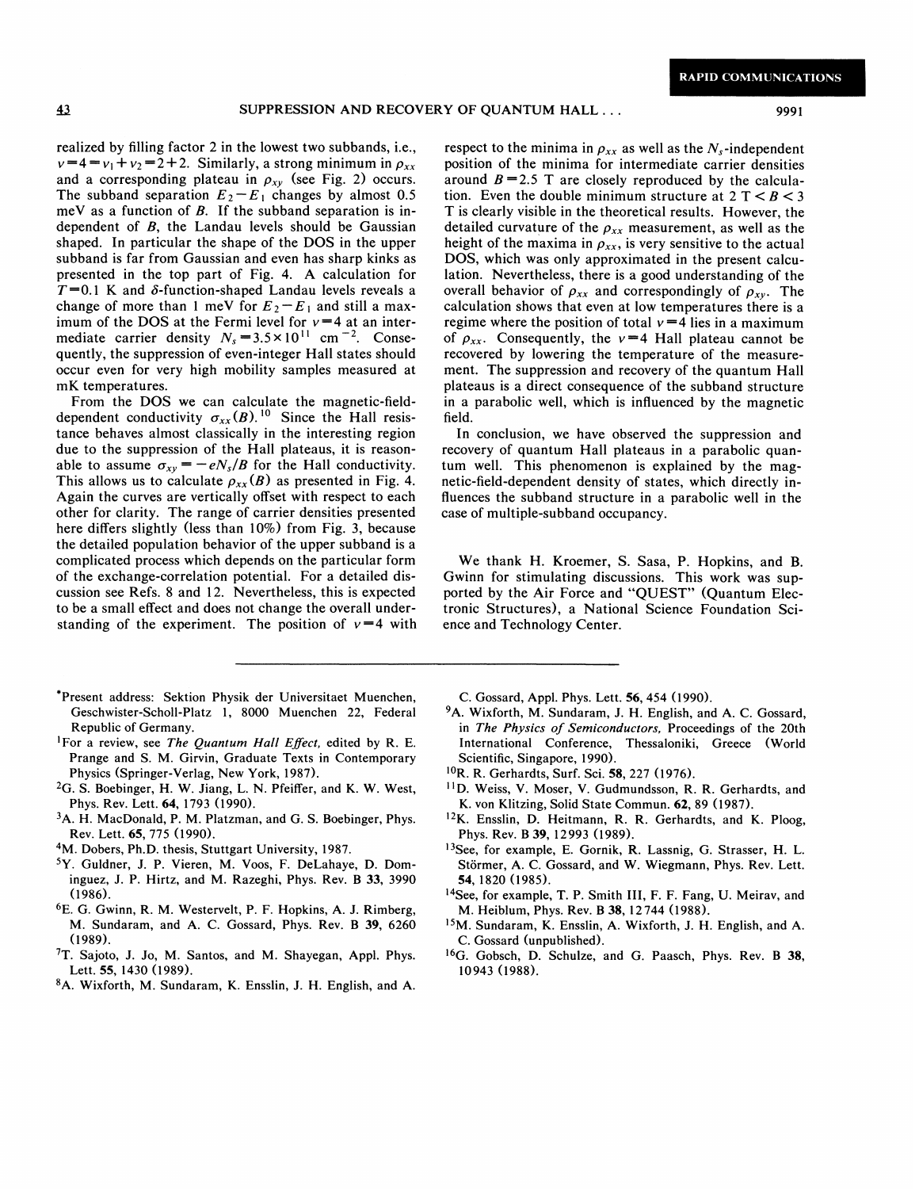realized by filling factor 2 in the lowest two subbands, i.e., $\nu = 4 = \nu_1 + \nu_2 = 2 + 2$. Similarly, a strong minimum in $\rho_{xx}$ and a corresponding plateau in $\rho_{xy}$ (see Fig. 2) occurs. The subband separation $E_2 - E_1$ changes by almost 0.5 meV as a function of $B$. If the subband separation is independent of $B$, the Landau levels should be Gaussian shaped. In particular the shape of the DOS in the upper subband is far from Gaussian and even has sharp kinks as presented in the top part of Fig. 4. A calculation for $T = 0.1$ K and $\delta$-function-shaped Landau levels reveals a change of more than 1 meV for $E_2 - E_1$ and still a maximum of the DOS at the Fermi level for $\nu = 4$ at an intermediate carrier density $N_s = 3.5 \times 10^{11}$ cm$^{-2}$. Consequently, the suppression of even-integer Hall states should occur even for very high mobility samples measured at mK temperatures.

From the DOS we can calculate the magnetic-field-dependent conductivity $\sigma_{xx}(B)$.[10] Since the Hall resistance behaves almost classically in the interesting region due to the suppression of the Hall plateaus, it is reasonable to assume $\sigma_{xy} = -eN_s/B$ for the Hall conductivity. This allows us to calculate $\rho_{xx}(B)$ as presented in Fig. 4. Again the curves are vertically offset with respect to each other for clarity. The range of carrier densities presented here differs slightly (less than 10%) from Fig. 3, because the detailed population behavior of the upper subband is a complicated process which depends on the particular form of the exchange-correlation potential. For a detailed discussion see Refs. 8 and 12. Nevertheless, this is expected to be a small effect and does not change the overall understanding of the experiment. The position of $\nu = 4$ with respect to the minima in $\rho_{xx}$ as well as the $N_s$-independent position of the minima for intermediate carrier densities around $B = 2.5$ T are closely reproduced by the calculation. Even the double minimum structure at $2\text{ T} < B < 3$ T is clearly visible in the theoretical results. However, the detailed curvature of the $\rho_{xx}$ measurement, as well as the height of the maxima in $\rho_{xx}$, is very sensitive to the actual DOS, which was only approximated in the present calculation. Nevertheless, there is a good understanding of the overall behavior of $\rho_{xx}$ and correspondingly of $\rho_{xy}$. The calculation shows that even at low temperatures there is a regime where the position of total $\nu = 4$ lies in a maximum of $\rho_{xx}$. Consequently, the $\nu = 4$ Hall plateau cannot be recovered by lowering the temperature of the measurement. The suppression and recovery of the quantum Hall plateaus is a direct consequence of the subband structure in a parabolic well, which is influenced by the magnetic field.

In conclusion, we have observed the suppression and recovery of quantum Hall plateaus in a parabolic quantum well. This phenomenon is explained by the magnetic-field-dependent density of states, which directly influences the subband structure in a parabolic well in the case of multiple-subband occupancy.

We thank H. Kroemer, S. Sasa, P. Hopkins, and B. Gwinn for stimulating discussions. This work was supported by the Air Force and "QUEST" (Quantum Electronic Structures), a National Science Foundation Science and Technology Center.

---

*Present address: Sektion Physik der Universitaet Muenchen, Geschwister-Scholl-Platz 1, 8000 Muenchen 22, Federal Republic of Germany.

[1] For a review, see *The Quantum Hall Effect*, edited by R. E. Prange and S. M. Girvin, Graduate Texts in Contemporary Physics (Springer-Verlag, New York, 1987).

[2] G. S. Boebinger, H. W. Jiang, L. N. Pfeiffer, and K. W. West, Phys. Rev. Lett. **64**, 1793 (1990).

[3] A. H. MacDonald, P. M. Platzman, and G. S. Boebinger, Phys. Rev. Lett. **65**, 775 (1990).

[4] M. Dobers, Ph.D. thesis, Stuttgart University, 1987.

[5] Y. Guldner, J. P. Vieren, M. Voos, F. DeLahaye, D. Dominguez, J. P. Hirtz, and M. Razeghi, Phys. Rev. B **33**, 3990 (1986).

[6] E. G. Gwinn, R. M. Westervelt, P. F. Hopkins, A. J. Rimberg, M. Sundaram, and A. C. Gossard, Phys. Rev. B **39**, 6260 (1989).

[7] T. Sajoto, J. Jo, M. Santos, and M. Shayegan, Appl. Phys. Lett. **55**, 1430 (1989).

[8] A. Wixforth, M. Sundaram, K. Ensslin, J. H. English, and A. C. Gossard, Appl. Phys. Lett. **56**, 454 (1990).

[9] A. Wixforth, M. Sundaram, J. H. English, and A. C. Gossard, in *The Physics of Semiconductors,* Proceedings of the 20th International Conference, Thessaloniki, Greece (World Scientific, Singapore, 1990).

[10] R. R. Gerhardts, Surf. Sci. **58**, 227 (1976).

[11] D. Weiss, V. Moser, V. Gudmundsson, R. R. Gerhardts, and K. von Klitzing, Solid State Commun. **62**, 89 (1987).

[12] K. Ensslin, D. Heitmann, R. R. Gerhardts, and K. Ploog, Phys. Rev. B **39**, 12993 (1989).

[13] See, for example, E. Gornik, R. Lassnig, G. Strasser, H. L. Störmer, A. C. Gossard, and W. Wiegmann, Phys. Rev. Lett. **54**, 1820 (1985).

[14] See, for example, T. P. Smith III, F. F. Fang, U. Meirav, and M. Heiblum, Phys. Rev. B **38**, 12744 (1988).

[15] M. Sundaram, K. Ensslin, A. Wixforth, J. H. English, and A. C. Gossard (unpublished).

[16] G. Gobsch, D. Schulze, and G. Paasch, Phys. Rev. B **38**, 10943 (1988).